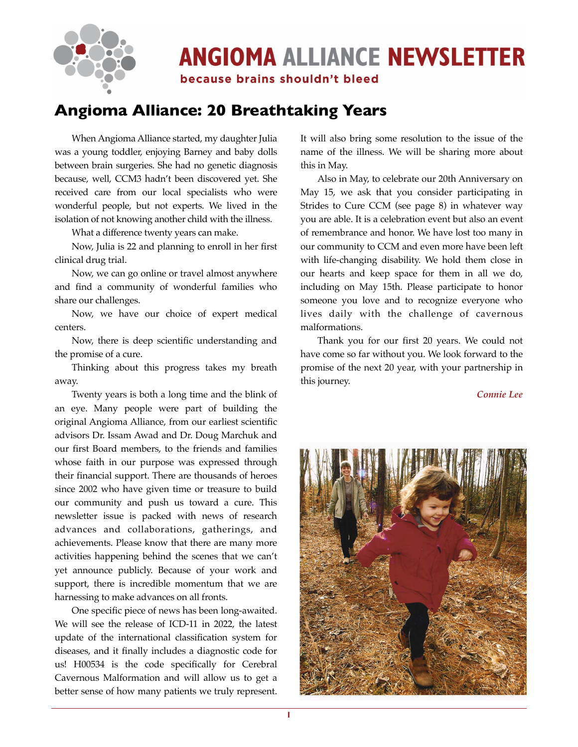# ANGIOMA ALLIANCE NEWSLETTER

**because brains shouldn't bleed**

## Angioma Alliance: 20 Breathtaking Years

When Angioma Alliance started, my daughter Julia was a young toddler, enjoying Barney and baby dolls between brain surgeries. She had no genetic diagnosis because, well, CCM3 hadn't been discovered yet. She received care from our local specialists who were wonderful people, but not experts. We lived in the isolation of not knowing another child with the illness.

What a difference twenty years can make.

Now, Julia is 22 and planning to enroll in her first clinical drug trial.

Now, we can go online or travel almost anywhere and find a community of wonderful families who share our challenges.

Now, we have our choice of expert medical centers.

Now, there is deep scientific understanding and the promise of a cure.

Thinking about this progress takes my breath away.

Twenty years is both a long time and the blink of an eye. Many people were part of building the original Angioma Alliance, from our earliest scientific advisors Dr. Issam Awad and Dr. Doug Marchuk and our first Board members, to the friends and families whose faith in our purpose was expressed through their financial support. There are thousands of heroes since 2002 who have given time or treasure to build our community and push us toward a cure. This newsletter issue is packed with news of research advances and collaborations, gatherings, and achievements. Please know that there are many more activities happening behind the scenes that we can't yet announce publicly. Because of your work and support, there is incredible momentum that we are harnessing to make advances on all fronts.

One specific piece of news has been long-awaited. We will see the release of ICD-11 in 2022, the latest update of the international classification system for diseases, and it finally includes a diagnostic code for us! H00534 is the code specifically for Cerebral Cavernous Malformation and will allow us to get a better sense of how many patients we truly represent. It will also bring some resolution to the issue of the name of the illness. We will be sharing more about this in May.

Also in May, to celebrate our 20th Anniversary on May 15, we ask that you consider participating in Strides to Cure CCM (see page 8) in whatever way you are able. It is a celebration event but also an event of remembrance and honor. We have lost too many in our community to CCM and even more have been left with life-changing disability. We hold them close in our hearts and keep space for them in all we do, including on May 15th. Please participate to honor someone you love and to recognize everyone who lives daily with the challenge of cavernous malformations.

Thank you for our first 20 years. We could not have come so far without you. We look forward to the promise of the next 20 year, with your partnership in this journey.

*Connie Lee*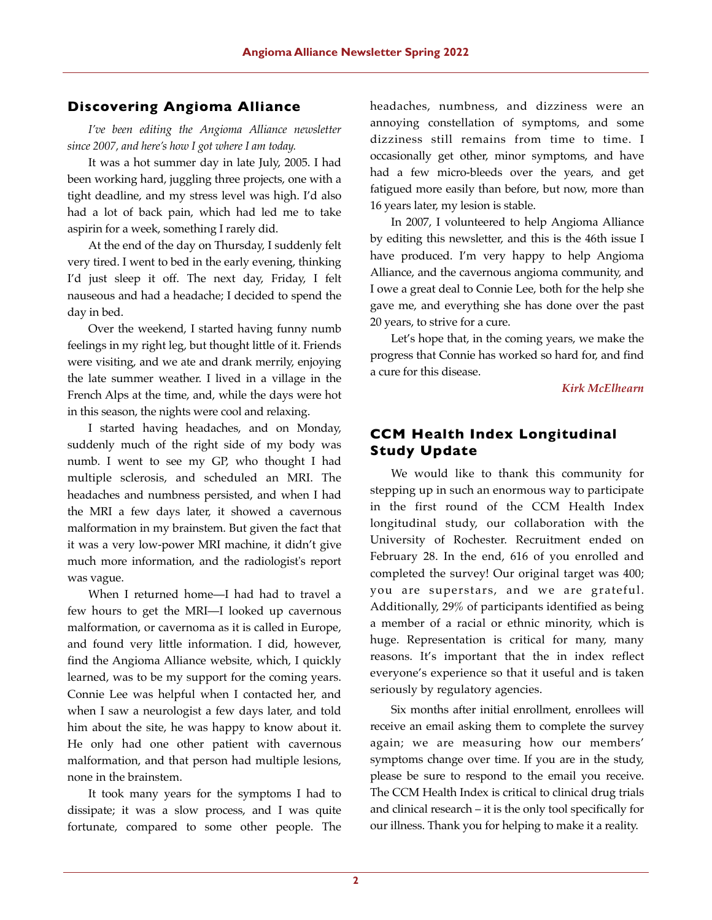## Discovering Angioma Alliance

*I've been editing the Angioma Alliance newsletter since 2007, and here's how I got where I am today.*

It was a hot summer day in late July, 2005. I had been working hard, juggling three projects, one with a tight deadline, and my stress level was high. I'd also had a lot of back pain, which had led me to take aspirin for a week, something I rarely did.

At the end of the day on Thursday, I suddenly felt very tired. I went to bed in the early evening, thinking I'd just sleep it off. The next day, Friday, I felt nauseous and had a headache; I decided to spend the day in bed.

Over the weekend, I started having funny numb feelings in my right leg, but thought little of it. Friends were visiting, and we ate and drank merrily, enjoying the late summer weather. I lived in a village in the French Alps at the time, and, while the days were hot in this season, the nights were cool and relaxing.

I started having headaches, and on Monday, suddenly much of the right side of my body was numb. I went to see my GP, who thought I had multiple sclerosis, and scheduled an MRI. The headaches and numbness persisted, and when I had the MRI a few days later, it showed a cavernous malformation in my brainstem. But given the fact that it was a very low-power MRI machine, it didn't give much more information, and the radiologist's report was vague.

When I returned home—I had had to travel a few hours to get the MRI—I looked up cavernous malformation, or cavernoma as it is called in Europe, and found very little information. I did, however, find the Angioma Alliance website, which, I quickly learned, was to be my support for the coming years. Connie Lee was helpful when I contacted her, and when I saw a neurologist a few days later, and told him about the site, he was happy to know about it. He only had one other patient with cavernous malformation, and that person had multiple lesions, none in the brainstem.

It took many years for the symptoms I had to dissipate; it was a slow process, and I was quite fortunate, compared to some other people. The headaches, numbness, and dizziness were an annoying constellation of symptoms, and some dizziness still remains from time to time. I occasionally get other, minor symptoms, and have had a few micro-bleeds over the years, and get fatigued more easily than before, but now, more than 16 years later, my lesion is stable.

In 2007, I volunteered to help Angioma Alliance by editing this newsletter, and this is the 46th issue I have produced. I'm very happy to help Angioma Alliance, and the cavernous angioma community, and I owe a great deal to Connie Lee, both for the help she gave me, and everything she has done over the past 20 years, to strive for a cure.

Let's hope that, in the coming years, we make the progress that Connie has worked so hard for, and find a cure for this disease.

*Kirk McElhearn*

## CCM Health Index Longitudinal Study Update

We would like to thank this community for stepping up in such an enormous way to participate in the first round of the CCM Health Index longitudinal study, our collaboration with the University of Rochester. Recruitment ended on February 28. In the end, 616 of you enrolled and completed the survey! Our original target was 400; you are superstars, and we are grateful. Additionally, 29% of participants identified as being a member of a racial or ethnic minority, which is huge. Representation is critical for many, many reasons. It's important that the in index reflect everyone's experience so that it useful and is taken seriously by regulatory agencies.

Six months after initial enrollment, enrollees will receive an email asking them to complete the survey again; we are measuring how our members' symptoms change over time. If you are in the study, please be sure to respond to the email you receive. The CCM Health Index is critical to clinical drug trials and clinical research – it is the only tool specifically for our illness. Thank you for helping to make it a reality.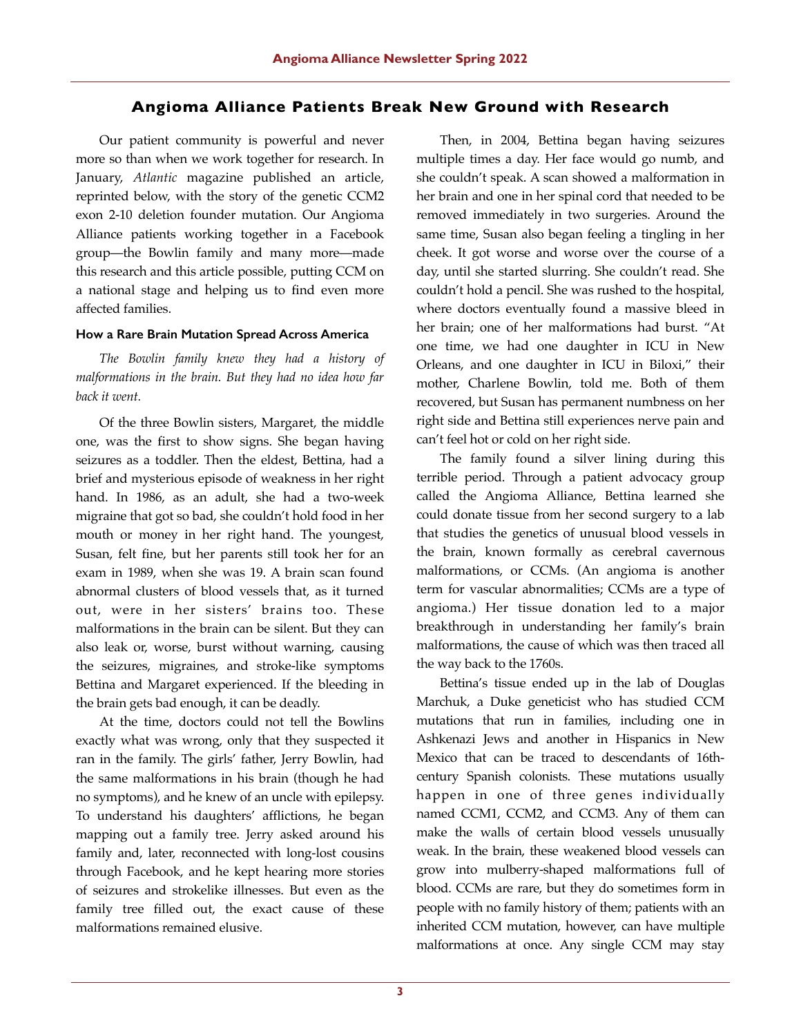## Angioma Alliance Patients Break New Ground with Research

Our patient community is powerful and never more so than when we work together for research. In January, *Atlantic* magazine published an article, reprinted below, with the story of the genetic CCM2 exon 2-10 deletion founder mutation. Our Angioma Alliance patients working together in a Facebook group—the Bowlin family and many more—made this research and this article possible, putting CCM on a national stage and helping us to find even more affected families.

### How a Rare Brain Mutation Spread Across America

*The Bowlin family knew they had a history of malformations in the brain. But they had no idea how far back it went.*

Of the three Bowlin sisters, Margaret, the middle one, was the first to show signs. She began having seizures as a toddler. Then the eldest, Bettina, had a brief and mysterious episode of weakness in her right hand. In 1986, as an adult, she had a two-week migraine that got so bad, she couldn't hold food in her mouth or money in her right hand. The youngest, Susan, felt fine, but her parents still took her for an exam in 1989, when she was 19. A brain scan found abnormal clusters of blood vessels that, as it turned out, were in her sisters' brains too. These malformations in the brain can be silent. But they can also leak or, worse, burst without warning, causing the seizures, migraines, and stroke-like symptoms Bettina and Margaret experienced. If the bleeding in the brain gets bad enough, it can be deadly.

At the time, doctors could not tell the Bowlins exactly what was wrong, only that they suspected it ran in the family. The girls' father, Jerry Bowlin, had the same malformations in his brain (though he had no symptoms), and he knew of an uncle with epilepsy. To understand his daughters' afflictions, he began mapping out a family tree. Jerry asked around his family and, later, reconnected with long-lost cousins through Facebook, and he kept hearing more stories of seizures and strokelike illnesses. But even as the family tree filled out, the exact cause of these malformations remained elusive.

Then, in 2004, Bettina began having seizures multiple times a day. Her face would go numb, and she couldn't speak. A scan showed a malformation in her brain and one in her spinal cord that needed to be removed immediately in two surgeries. Around the same time, Susan also began feeling a tingling in her cheek. It got worse and worse over the course of a day, until she started slurring. She couldn't read. She couldn't hold a pencil. She was rushed to the hospital, where doctors eventually found a massive bleed in her brain; one of her malformations had burst. "At one time, we had one daughter in ICU in New Orleans, and one daughter in ICU in Biloxi," their mother, Charlene Bowlin, told me. Both of them recovered, but Susan has permanent numbness on her right side and Bettina still experiences nerve pain and can't feel hot or cold on her right side.

The family found a silver lining during this terrible period. Through a patient advocacy group called the Angioma Alliance, Bettina learned she could donate tissue from her second surgery to a lab that studies the genetics of unusual blood vessels in the brain, known formally as cerebral cavernous malformations, or CCMs. (An angioma is another term for vascular abnormalities; CCMs are a type of angioma.) Her tissue donation led to a major breakthrough in understanding her family's brain malformations, the cause of which was then traced all the way back to the 1760s.

Bettina's tissue ended up in the lab of Douglas Marchuk, a Duke geneticist who has studied CCM mutations that run in families, including one in Ashkenazi Jews and another in Hispanics in New Mexico that can be traced to descendants of 16th-century Spanish colonists. These mutations usually happen in one of three genes individually named CCM1, CCM2, and CCM3. Any of them can make the walls of certain blood vessels unusually weak. In the brain, these weakened blood vessels can grow into mulberry-shaped malformations full of blood. CCMs are rare, but they do sometimes form in people with no family history of them; patients with an inherited CCM mutation, however, can have multiple malformations at once. Any single CCM may stay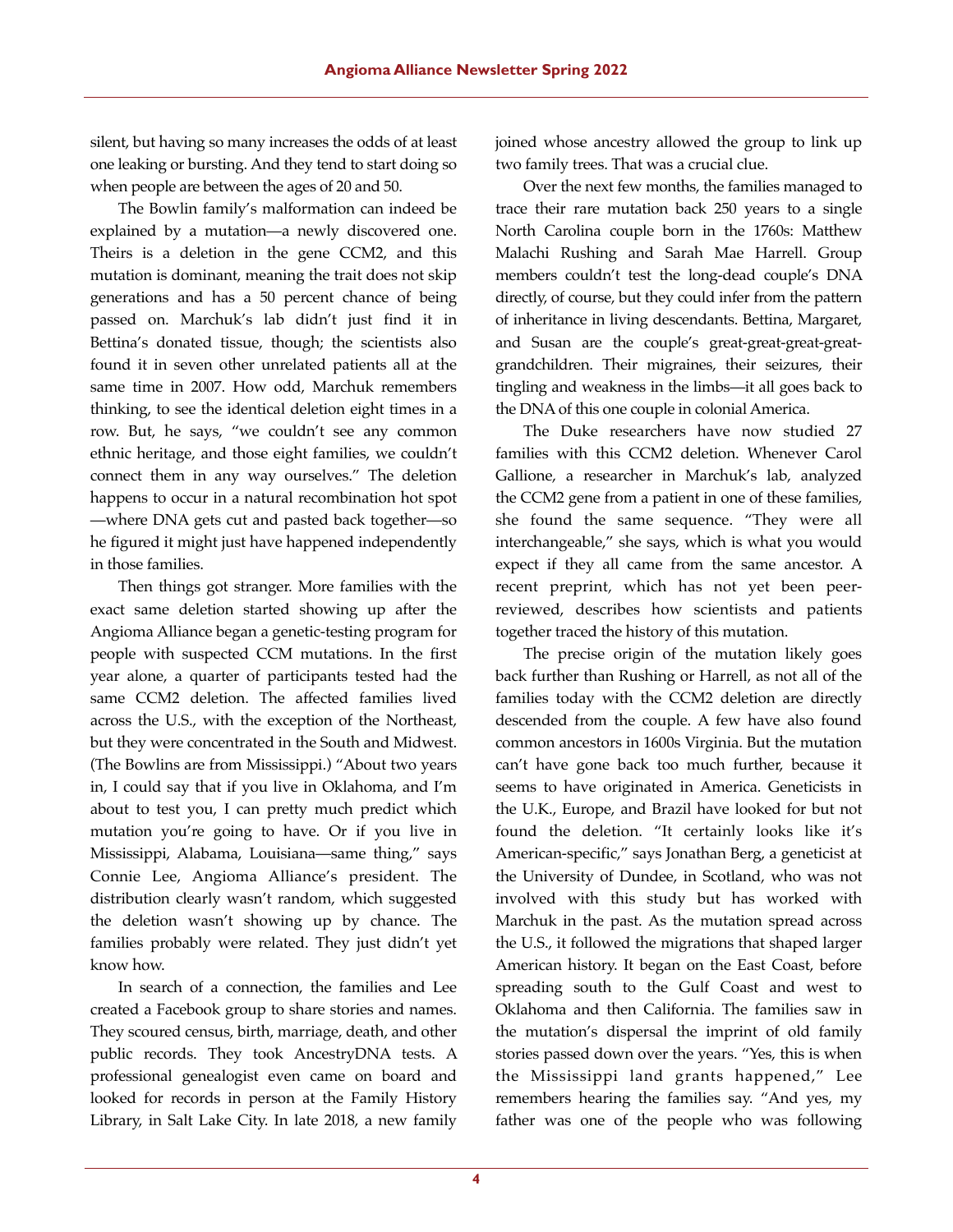silent, but having so many increases the odds of at least one leaking or bursting. And they tend to start doing so when people are between the ages of 20 and 50.

The Bowlin family's malformation can indeed be explained by a mutation—a newly discovered one. Theirs is a deletion in the gene CCM2, and this mutation is dominant, meaning the trait does not skip generations and has a 50 percent chance of being passed on. Marchuk's lab didn't just find it in Bettina's donated tissue, though; the scientists also found it in seven other unrelated patients all at the same time in 2007. How odd, Marchuk remembers thinking, to see the identical deletion eight times in a row. But, he says, "we couldn't see any common ethnic heritage, and those eight families, we couldn't connect them in any way ourselves." The deletion happens to occur in a natural recombination hot spot—where DNA gets cut and pasted back together—so he figured it might just have happened independently in those families.

Then things got stranger. More families with the exact same deletion started showing up after the Angioma Alliance began a genetic-testing program for people with suspected CCM mutations. In the first year alone, a quarter of participants tested had the same CCM2 deletion. The affected families lived across the U.S., with the exception of the Northeast, but they were concentrated in the South and Midwest. (The Bowlins are from Mississippi.) "About two years in, I could say that if you live in Oklahoma, and I'm about to test you, I can pretty much predict which mutation you're going to have. Or if you live in Mississippi, Alabama, Louisiana—same thing," says Connie Lee, Angioma Alliance's president. The distribution clearly wasn't random, which suggested the deletion wasn't showing up by chance. The families probably were related. They just didn't yet know how.

In search of a connection, the families and Lee created a Facebook group to share stories and names. They scoured census, birth, marriage, death, and other public records. They took AncestryDNA tests. A professional genealogist even came on board and looked for records in person at the Family History Library, in Salt Lake City. In late 2018, a new family joined whose ancestry allowed the group to link up two family trees. That was a crucial clue.

Over the next few months, the families managed to trace their rare mutation back 250 years to a single North Carolina couple born in the 1760s: Matthew Malachi Rushing and Sarah Mae Harrell. Group members couldn't test the long-dead couple's DNA directly, of course, but they could infer from the pattern of inheritance in living descendants. Bettina, Margaret, and Susan are the couple's great-great-great-great-grandchildren. Their migraines, their seizures, their tingling and weakness in the limbs—it all goes back to the DNA of this one couple in colonial America.

The Duke researchers have now studied 27 families with this CCM2 deletion. Whenever Carol Gallione, a researcher in Marchuk's lab, analyzed the CCM2 gene from a patient in one of these families, she found the same sequence. "They were all interchangeable," she says, which is what you would expect if they all came from the same ancestor. A recent preprint, which has not yet been peer-reviewed, describes how scientists and patients together traced the history of this mutation.

The precise origin of the mutation likely goes back further than Rushing or Harrell, as not all of the families today with the CCM2 deletion are directly descended from the couple. A few have also found common ancestors in 1600s Virginia. But the mutation can't have gone back too much further, because it seems to have originated in America. Geneticists in the U.K., Europe, and Brazil have looked for but not found the deletion. "It certainly looks like it's American-specific," says Jonathan Berg, a geneticist at the University of Dundee, in Scotland, who was not involved with this study but has worked with Marchuk in the past. As the mutation spread across the U.S., it followed the migrations that shaped larger American history. It began on the East Coast, before spreading south to the Gulf Coast and west to Oklahoma and then California. The families saw in the mutation's dispersal the imprint of old family stories passed down over the years. "Yes, this is when the Mississippi land grants happened," Lee remembers hearing the families say. "And yes, my father was one of the people who was following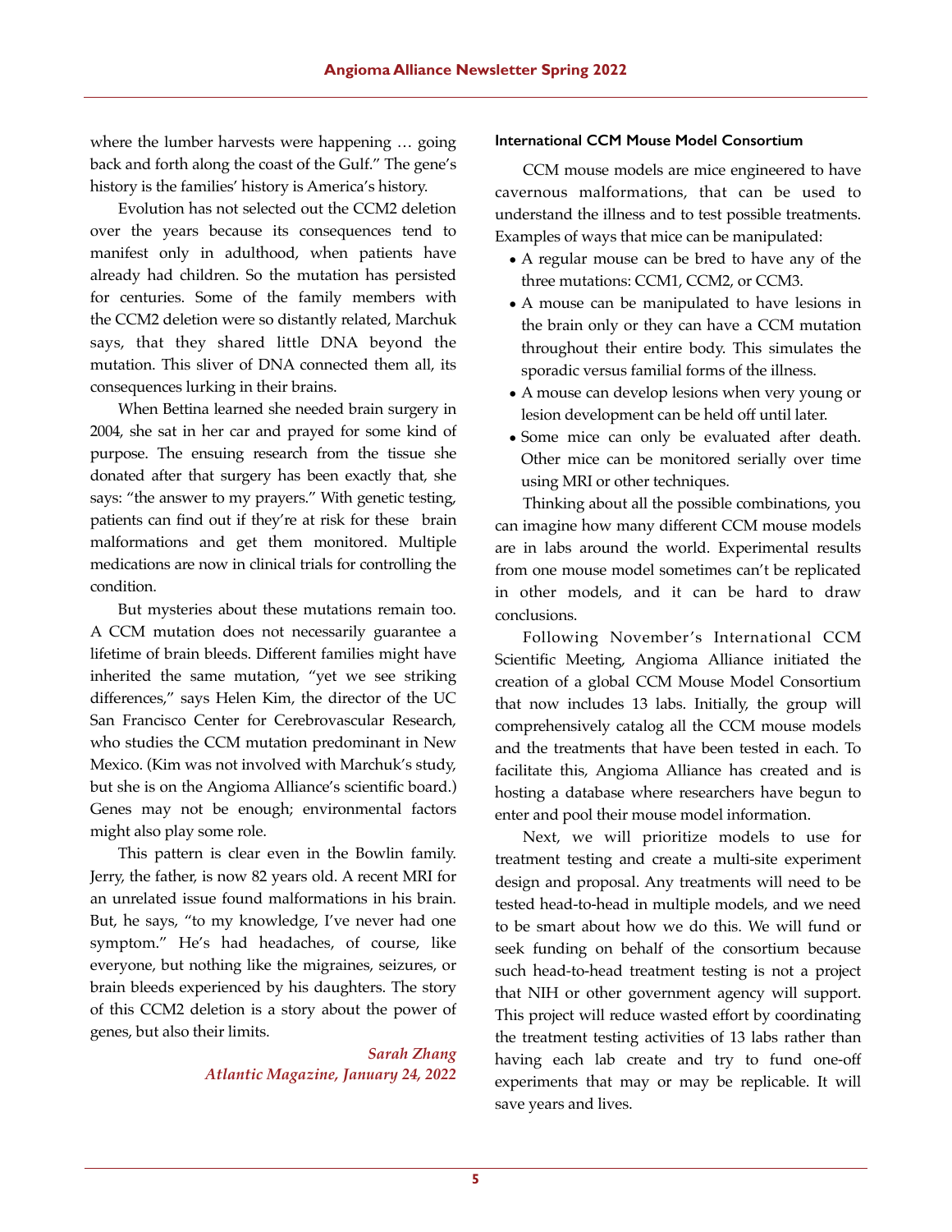where the lumber harvests were happening … going back and forth along the coast of the Gulf." The gene's history is the families' history is America's history.

Evolution has not selected out the CCM2 deletion over the years because its consequences tend to manifest only in adulthood, when patients have already had children. So the mutation has persisted for centuries. Some of the family members with the CCM2 deletion were so distantly related, Marchuk says, that they shared little DNA beyond the mutation. This sliver of DNA connected them all, its consequences lurking in their brains.

When Bettina learned she needed brain surgery in 2004, she sat in her car and prayed for some kind of purpose. The ensuing research from the tissue she donated after that surgery has been exactly that, she says: "the answer to my prayers." With genetic testing, patients can find out if they're at risk for these brain malformations and get them monitored. Multiple medications are now in clinical trials for controlling the condition.

But mysteries about these mutations remain too. A CCM mutation does not necessarily guarantee a lifetime of brain bleeds. Different families might have inherited the same mutation, "yet we see striking differences," says Helen Kim, the director of the UC San Francisco Center for Cerebrovascular Research, who studies the CCM mutation predominant in New Mexico. (Kim was not involved with Marchuk's study, but she is on the Angioma Alliance's scientific board.) Genes may not be enough; environmental factors might also play some role.

This pattern is clear even in the Bowlin family. Jerry, the father, is now 82 years old. A recent MRI for an unrelated issue found malformations in his brain. But, he says, "to my knowledge, I've never had one symptom." He's had headaches, of course, like everyone, but nothing like the migraines, seizures, or brain bleeds experienced by his daughters. The story of this CCM2 deletion is a story about the power of genes, but also their limits.

*Sarah Zhang*
*Atlantic Magazine, January 24, 2022*

#### International CCM Mouse Model Consortium

CCM mouse models are mice engineered to have cavernous malformations, that can be used to understand the illness and to test possible treatments. Examples of ways that mice can be manipulated:

- A regular mouse can be bred to have any of the three mutations: CCM1, CCM2, or CCM3.
- A mouse can be manipulated to have lesions in the brain only or they can have a CCM mutation throughout their entire body. This simulates the sporadic versus familial forms of the illness.
- A mouse can develop lesions when very young or lesion development can be held off until later.
- Some mice can only be evaluated after death. Other mice can be monitored serially over time using MRI or other techniques.

Thinking about all the possible combinations, you can imagine how many different CCM mouse models are in labs around the world. Experimental results from one mouse model sometimes can't be replicated in other models, and it can be hard to draw conclusions.

Following November's International CCM Scientific Meeting, Angioma Alliance initiated the creation of a global CCM Mouse Model Consortium that now includes 13 labs. Initially, the group will comprehensively catalog all the CCM mouse models and the treatments that have been tested in each. To facilitate this, Angioma Alliance has created and is hosting a database where researchers have begun to enter and pool their mouse model information.

Next, we will prioritize models to use for treatment testing and create a multi-site experiment design and proposal. Any treatments will need to be tested head-to-head in multiple models, and we need to be smart about how we do this. We will fund or seek funding on behalf of the consortium because such head-to-head treatment testing is not a project that NIH or other government agency will support. This project will reduce wasted effort by coordinating the treatment testing activities of 13 labs rather than having each lab create and try to fund one-off experiments that may or may be replicable. It will save years and lives.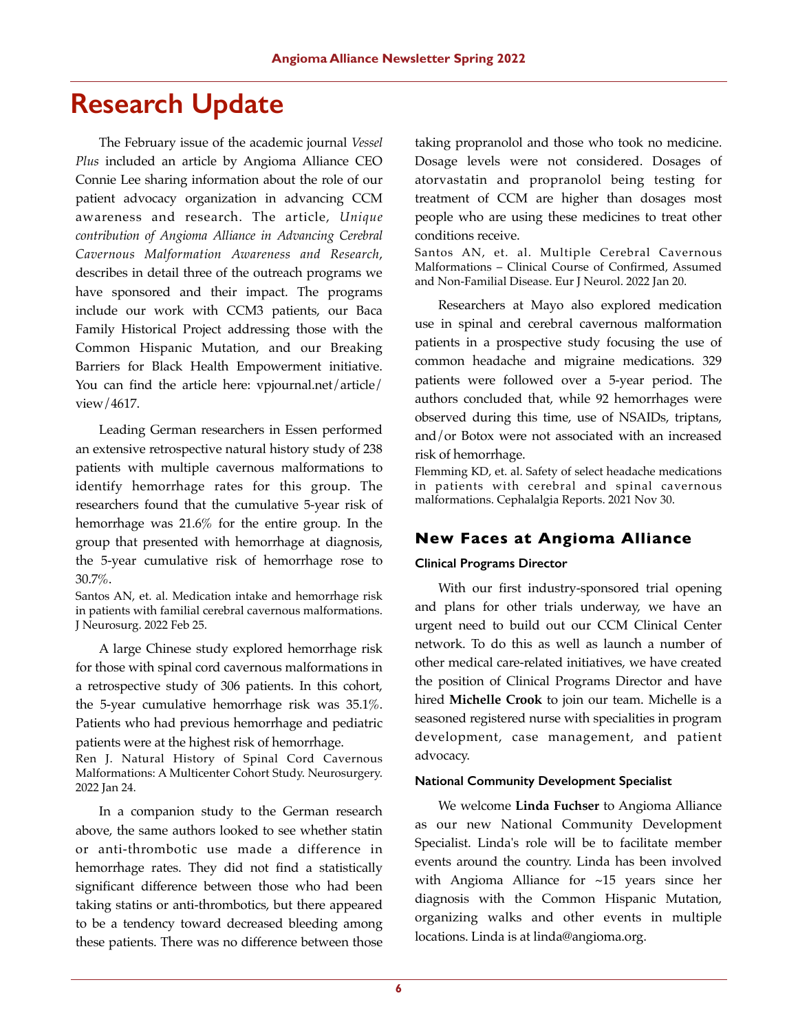# Research Update

The February issue of the academic journal *Vessel Plus* included an article by Angioma Alliance CEO Connie Lee sharing information about the role of our patient advocacy organization in advancing CCM awareness and research. The article, *Unique contribution of Angioma Alliance in Advancing Cerebral Cavernous Malformation Awareness and Research*, describes in detail three of the outreach programs we have sponsored and their impact. The programs include our work with CCM3 patients, our Baca Family Historical Project addressing those with the Common Hispanic Mutation, and our Breaking Barriers for Black Health Empowerment initiative. You can find the article here: vpjournal.net/article/view/4617.

Leading German researchers in Essen performed an extensive retrospective natural history study of 238 patients with multiple cavernous malformations to identify hemorrhage rates for this group. The researchers found that the cumulative 5-year risk of hemorrhage was 21.6% for the entire group. In the group that presented with hemorrhage at diagnosis, the 5-year cumulative risk of hemorrhage rose to 30.7%.

Santos AN, et. al. Medication intake and hemorrhage risk in patients with familial cerebral cavernous malformations. J Neurosurg. 2022 Feb 25.

A large Chinese study explored hemorrhage risk for those with spinal cord cavernous malformations in a retrospective study of 306 patients. In this cohort, the 5-year cumulative hemorrhage risk was 35.1%. Patients who had previous hemorrhage and pediatric patients were at the highest risk of hemorrhage.

Ren J. Natural History of Spinal Cord Cavernous Malformations: A Multicenter Cohort Study. Neurosurgery. 2022 Jan 24.

In a companion study to the German research above, the same authors looked to see whether statin or anti-thrombotic use made a difference in hemorrhage rates. They did not find a statistically significant difference between those who had been taking statins or anti-thrombotics, but there appeared to be a tendency toward decreased bleeding among these patients. There was no difference between those taking propranolol and those who took no medicine. Dosage levels were not considered. Dosages of atorvastatin and propranolol being testing for treatment of CCM are higher than dosages most people who are using these medicines to treat other conditions receive.

Santos AN, et. al. Multiple Cerebral Cavernous Malformations – Clinical Course of Confirmed, Assumed and Non-Familial Disease. Eur J Neurol. 2022 Jan 20.

Researchers at Mayo also explored medication use in spinal and cerebral cavernous malformation patients in a prospective study focusing the use of common headache and migraine medications. 329 patients were followed over a 5-year period. The authors concluded that, while 92 hemorrhages were observed during this time, use of NSAIDs, triptans, and/or Botox were not associated with an increased risk of hemorrhage.

Flemming KD, et. al. Safety of select headache medications in patients with cerebral and spinal cavernous malformations. Cephalalgia Reports. 2021 Nov 30.

## New Faces at Angioma Alliance

### Clinical Programs Director

With our first industry-sponsored trial opening and plans for other trials underway, we have an urgent need to build out our CCM Clinical Center network. To do this as well as launch a number of other medical care-related initiatives, we have created the position of Clinical Programs Director and have hired **Michelle Crook** to join our team. Michelle is a seasoned registered nurse with specialities in program development, case management, and patient advocacy.

### National Community Development Specialist

We welcome **Linda Fuchser** to Angioma Alliance as our new National Community Development Specialist. Linda's role will be to facilitate member events around the country. Linda has been involved with Angioma Alliance for ~15 years since her diagnosis with the Common Hispanic Mutation, organizing walks and other events in multiple locations. Linda is at linda@angioma.org.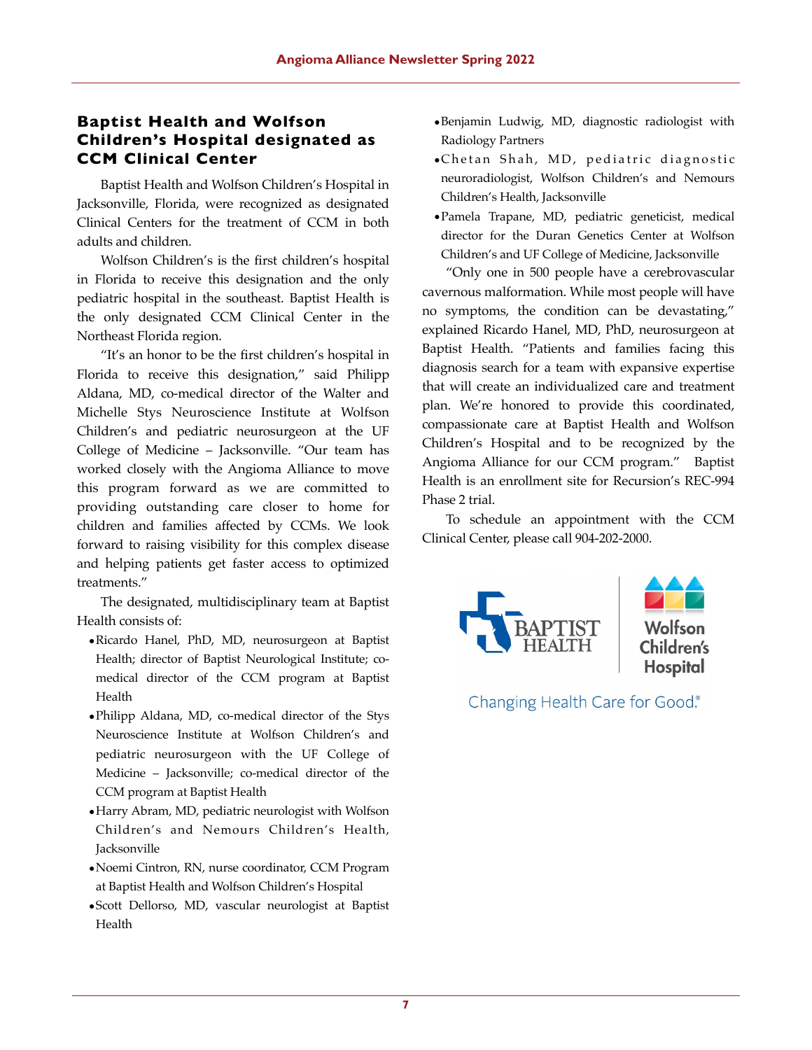## Baptist Health and Wolfson Children's Hospital designated as CCM Clinical Center

Baptist Health and Wolfson Children's Hospital in Jacksonville, Florida, were recognized as designated Clinical Centers for the treatment of CCM in both adults and children.

Wolfson Children's is the first children's hospital in Florida to receive this designation and the only pediatric hospital in the southeast. Baptist Health is the only designated CCM Clinical Center in the Northeast Florida region.

"It's an honor to be the first children's hospital in Florida to receive this designation," said Philipp Aldana, MD, co-medical director of the Walter and Michelle Stys Neuroscience Institute at Wolfson Children's and pediatric neurosurgeon at the UF College of Medicine – Jacksonville. "Our team has worked closely with the Angioma Alliance to move this program forward as we are committed to providing outstanding care closer to home for children and families affected by CCMs. We look forward to raising visibility for this complex disease and helping patients get faster access to optimized treatments."

The designated, multidisciplinary team at Baptist Health consists of:

- Ricardo Hanel, PhD, MD, neurosurgeon at Baptist Health; director of Baptist Neurological Institute; co-medical director of the CCM program at Baptist Health
- Philipp Aldana, MD, co-medical director of the Stys Neuroscience Institute at Wolfson Children's and pediatric neurosurgeon with the UF College of Medicine – Jacksonville; co-medical director of the CCM program at Baptist Health
- Harry Abram, MD, pediatric neurologist with Wolfson Children's and Nemours Children's Health, Jacksonville
- Noemi Cintron, RN, nurse coordinator, CCM Program at Baptist Health and Wolfson Children's Hospital
- Scott Dellorso, MD, vascular neurologist at Baptist Health
- Benjamin Ludwig, MD, diagnostic radiologist with Radiology Partners
- Chetan Shah, MD, pediatric diagnostic neuroradiologist, Wolfson Children's and Nemours Children's Health, Jacksonville
- Pamela Trapane, MD, pediatric geneticist, medical director for the Duran Genetics Center at Wolfson Children's and UF College of Medicine, Jacksonville

"Only one in 500 people have a cerebrovascular cavernous malformation. While most people will have no symptoms, the condition can be devastating," explained Ricardo Hanel, MD, PhD, neurosurgeon at Baptist Health. "Patients and families facing this diagnosis search for a team with expansive expertise that will create an individualized care and treatment plan. We're honored to provide this coordinated, compassionate care at Baptist Health and Wolfson Children's Hospital and to be recognized by the Angioma Alliance for our CCM program." Baptist Health is an enrollment site for Recursion's REC-994 Phase 2 trial.

To schedule an appointment with the CCM Clinical Center, please call 904-202-2000.

Baptist Health | Wolfson Children's Hospital

Changing Health Care for Good.®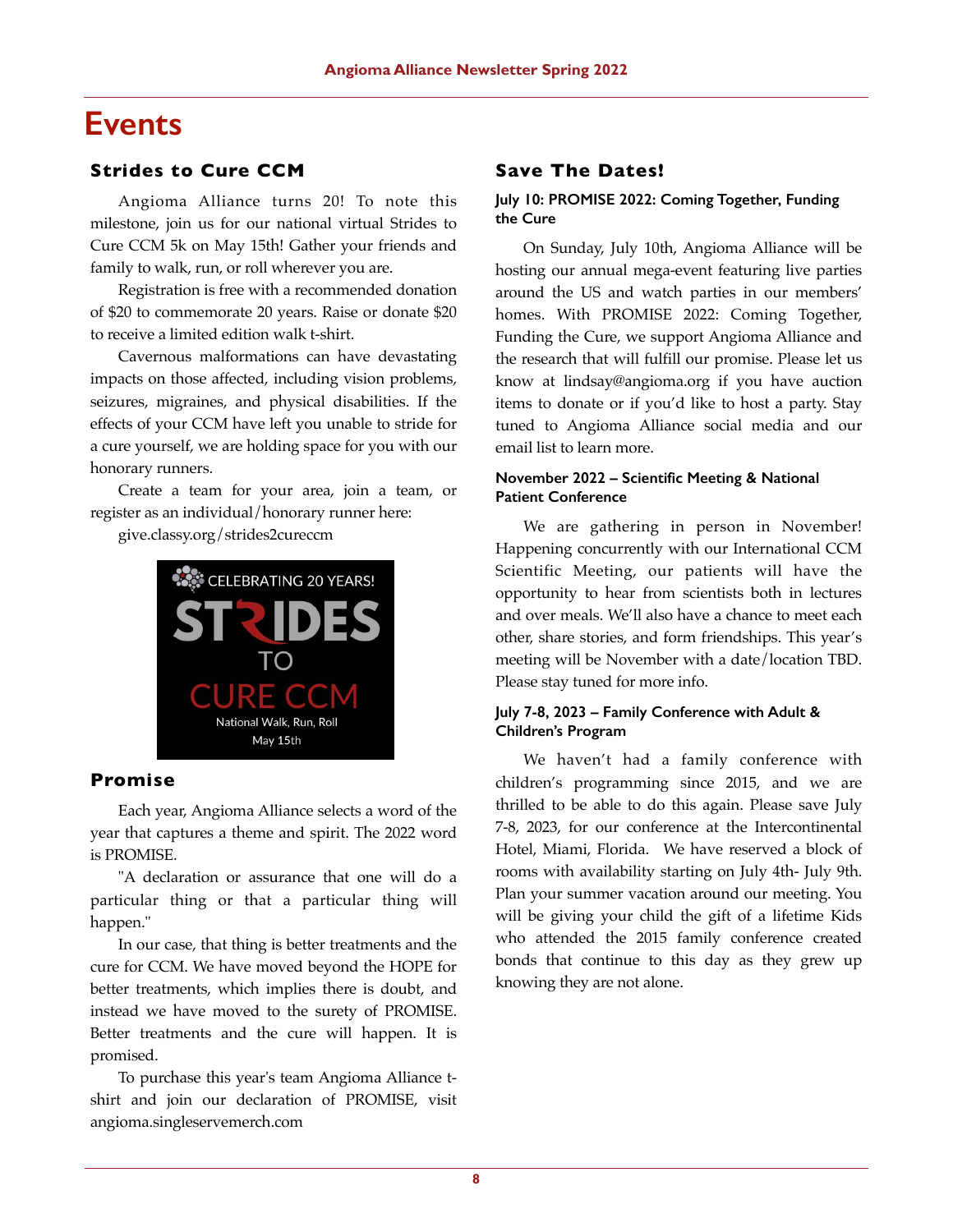# Events

## Strides to Cure CCM

Angioma Alliance turns 20! To note this milestone, join us for our national virtual Strides to Cure CCM 5k on May 15th! Gather your friends and family to walk, run, or roll wherever you are.

Registration is free with a recommended donation of $20 to commemorate 20 years. Raise or donate $20 to receive a limited edition walk t-shirt.

Cavernous malformations can have devastating impacts on those affected, including vision problems, seizures, migraines, and physical disabilities. If the effects of your CCM have left you unable to stride for a cure yourself, we are holding space for you with our honorary runners.

Create a team for your area, join a team, or register as an individual/honorary runner here:

give.classy.org/strides2cureccm

CELEBRATING 20 YEARS!
STRIDES TO CURE CCM
National Walk, Run, Roll
May 15th

## Promise

Each year, Angioma Alliance selects a word of the year that captures a theme and spirit. The 2022 word is PROMISE.

"A declaration or assurance that one will do a particular thing or that a particular thing will happen."

In our case, that thing is better treatments and the cure for CCM. We have moved beyond the HOPE for better treatments, which implies there is doubt, and instead we have moved to the surety of PROMISE. Better treatments and the cure will happen. It is promised.

To purchase this year's team Angioma Alliance t-shirt and join our declaration of PROMISE, visit angioma.singleservemerch.com

## Save The Dates!

### July 10: PROMISE 2022: Coming Together, Funding the Cure

On Sunday, July 10th, Angioma Alliance will be hosting our annual mega-event featuring live parties around the US and watch parties in our members' homes. With PROMISE 2022: Coming Together, Funding the Cure, we support Angioma Alliance and the research that will fulfill our promise. Please let us know at lindsay@angioma.org if you have auction items to donate or if you'd like to host a party. Stay tuned to Angioma Alliance social media and our email list to learn more.

### November 2022 – Scientific Meeting & National Patient Conference

We are gathering in person in November! Happening concurrently with our International CCM Scientific Meeting, our patients will have the opportunity to hear from scientists both in lectures and over meals. We'll also have a chance to meet each other, share stories, and form friendships. This year's meeting will be November with a date/location TBD. Please stay tuned for more info.

### July 7-8, 2023 – Family Conference with Adult & Children's Program

We haven't had a family conference with children's programming since 2015, and we are thrilled to be able to do this again. Please save July 7-8, 2023, for our conference at the Intercontinental Hotel, Miami, Florida. We have reserved a block of rooms with availability starting on July 4th- July 9th. Plan your summer vacation around our meeting. You will be giving your child the gift of a lifetime Kids who attended the 2015 family conference created bonds that continue to this day as they grew up knowing they are not alone.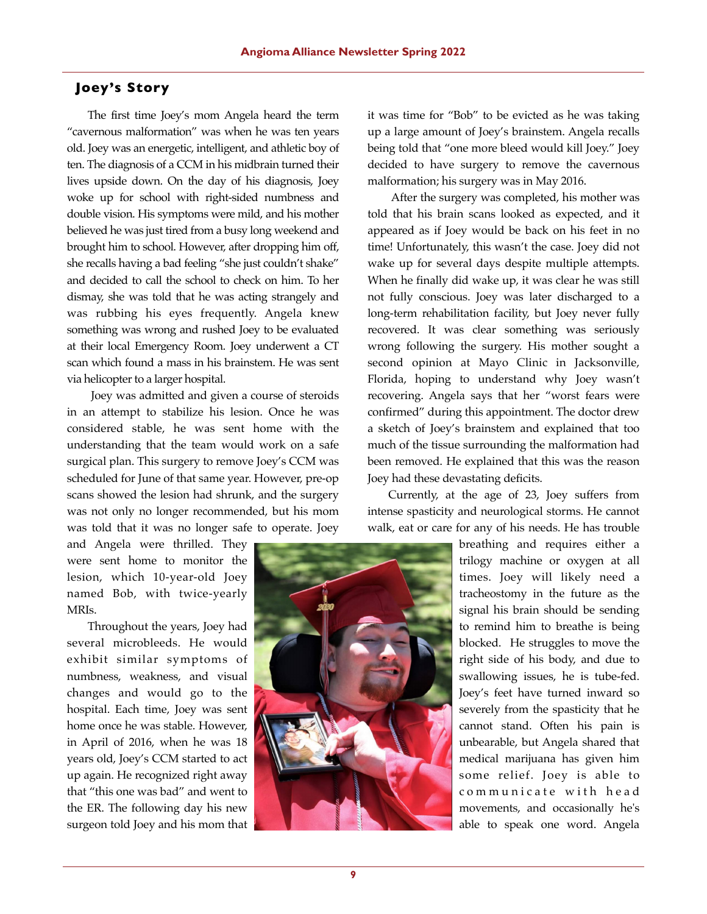## Joey's Story

The first time Joey's mom Angela heard the term "cavernous malformation" was when he was ten years old. Joey was an energetic, intelligent, and athletic boy of ten. The diagnosis of a CCM in his midbrain turned their lives upside down. On the day of his diagnosis, Joey woke up for school with right-sided numbness and double vision. His symptoms were mild, and his mother believed he was just tired from a busy long weekend and brought him to school. However, after dropping him off, she recalls having a bad feeling "she just couldn't shake" and decided to call the school to check on him. To her dismay, she was told that he was acting strangely and was rubbing his eyes frequently. Angela knew something was wrong and rushed Joey to be evaluated at their local Emergency Room. Joey underwent a CT scan which found a mass in his brainstem. He was sent via helicopter to a larger hospital.

Joey was admitted and given a course of steroids in an attempt to stabilize his lesion. Once he was considered stable, he was sent home with the understanding that the team would work on a safe surgical plan. This surgery to remove Joey's CCM was scheduled for June of that same year. However, pre-op scans showed the lesion had shrunk, and the surgery was not only no longer recommended, but his mom was told that it was no longer safe to operate. Joey and Angela were thrilled. They were sent home to monitor the lesion, which 10-year-old Joey named Bob, with twice-yearly MRIs.

Throughout the years, Joey had several microbleeds. He would exhibit similar symptoms of numbness, weakness, and visual changes and would go to the hospital. Each time, Joey was sent home once he was stable. However, in April of 2016, when he was 18 years old, Joey's CCM started to act up again. He recognized right away that "this one was bad" and went to the ER. The following day his new surgeon told Joey and his mom that it was time for "Bob" to be evicted as he was taking up a large amount of Joey's brainstem. Angela recalls being told that "one more bleed would kill Joey." Joey decided to have surgery to remove the cavernous malformation; his surgery was in May 2016.

After the surgery was completed, his mother was told that his brain scans looked as expected, and it appeared as if Joey would be back on his feet in no time! Unfortunately, this wasn't the case. Joey did not wake up for several days despite multiple attempts. When he finally did wake up, it was clear he was still not fully conscious. Joey was later discharged to a long-term rehabilitation facility, but Joey never fully recovered. It was clear something was seriously wrong following the surgery. His mother sought a second opinion at Mayo Clinic in Jacksonville, Florida, hoping to understand why Joey wasn't recovering. Angela says that her "worst fears were confirmed" during this appointment. The doctor drew a sketch of Joey's brainstem and explained that too much of the tissue surrounding the malformation had been removed. He explained that this was the reason Joey had these devastating deficits.

Currently, at the age of 23, Joey suffers from intense spasticity and neurological storms. He cannot walk, eat or care for any of his needs. He has trouble breathing and requires either a trilogy machine or oxygen at all times. Joey will likely need a tracheostomy in the future as the signal his brain should be sending to remind him to breathe is being blocked. He struggles to move the right side of his body, and due to swallowing issues, he is tube-fed. Joey's feet have turned inward so severely from the spasticity that he cannot stand. Often his pain is unbearable, but Angela shared that medical marijuana has given him some relief. Joey is able to communicate with head movements, and occasionally he's able to speak one word. Angela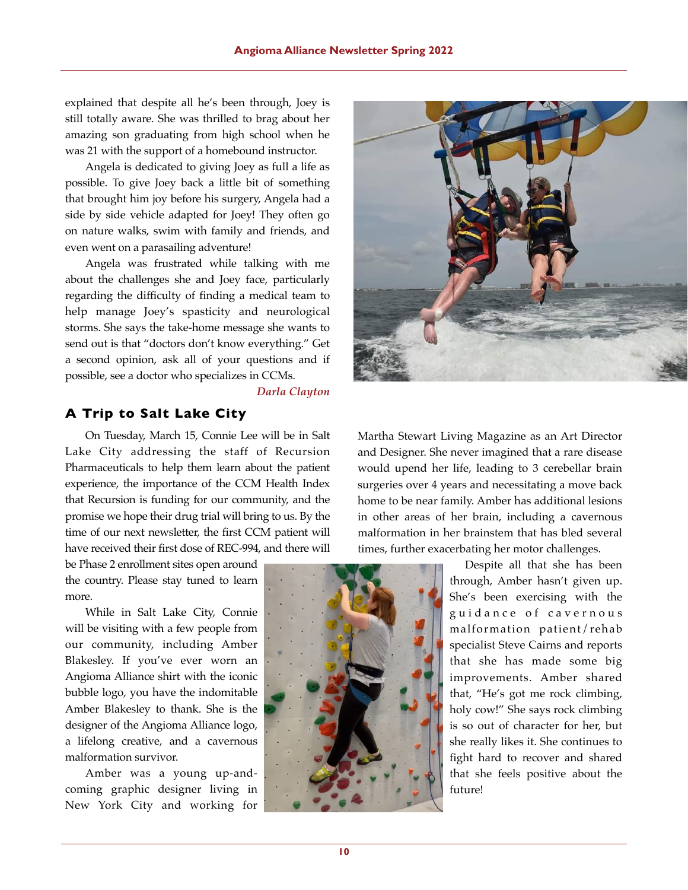explained that despite all he's been through, Joey is still totally aware. She was thrilled to brag about her amazing son graduating from high school when he was 21 with the support of a homebound instructor.

Angela is dedicated to giving Joey as full a life as possible. To give Joey back a little bit of something that brought him joy before his surgery, Angela had a side by side vehicle adapted for Joey! They often go on nature walks, swim with family and friends, and even went on a parasailing adventure!

Angela was frustrated while talking with me about the challenges she and Joey face, particularly regarding the difficulty of finding a medical team to help manage Joey's spasticity and neurological storms. She says the take-home message she wants to send out is that "doctors don't know everything." Get a second opinion, ask all of your questions and if possible, see a doctor who specializes in CCMs.

*Darla Clayton*

## A Trip to Salt Lake City

On Tuesday, March 15, Connie Lee will be in Salt Lake City addressing the staff of Recursion Pharmaceuticals to help them learn about the patient experience, the importance of the CCM Health Index that Recursion is funding for our community, and the promise we hope their drug trial will bring to us. By the time of our next newsletter, the first CCM patient will have received their first dose of REC-994, and there will be Phase 2 enrollment sites open around the country. Please stay tuned to learn more.

While in Salt Lake City, Connie will be visiting with a few people from our community, including Amber Blakesley. If you've ever worn an Angioma Alliance shirt with the iconic bubble logo, you have the indomitable Amber Blakesley to thank. She is the designer of the Angioma Alliance logo, a lifelong creative, and a cavernous malformation survivor.

Amber was a young up-and-coming graphic designer living in New York City and working for Martha Stewart Living Magazine as an Art Director and Designer. She never imagined that a rare disease would upend her life, leading to 3 cerebellar brain surgeries over 4 years and necessitating a move back home to be near family. Amber has additional lesions in other areas of her brain, including a cavernous malformation in her brainstem that has bled several times, further exacerbating her motor challenges.

Despite all that she has been through, Amber hasn't given up. She's been exercising with the guidance of cavernous malformation patient/rehab specialist Steve Cairns and reports that she has made some big improvements. Amber shared that, "He's got me rock climbing, holy cow!" She says rock climbing is so out of character for her, but she really likes it. She continues to fight hard to recover and shared that she feels positive about the future!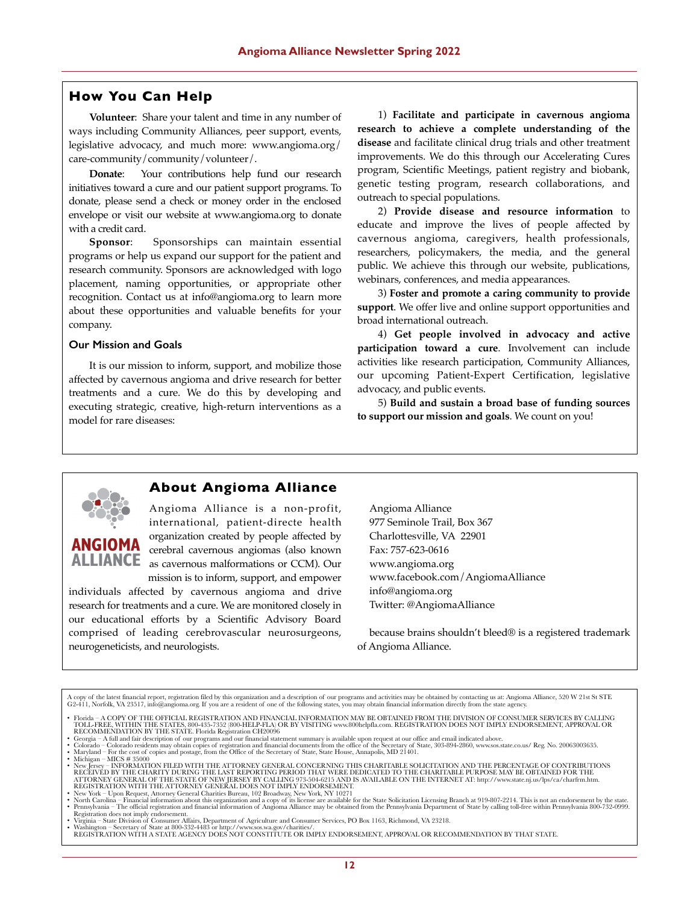## How You Can Help

**Volunteer**: Share your talent and time in any number of ways including Community Alliances, peer support, events, legislative advocacy, and much more: www.angioma.org/care-community/community/volunteer/.

**Donate**: Your contributions help fund our research initiatives toward a cure and our patient support programs. To donate, please send a check or money order in the enclosed envelope or visit our website at www.angioma.org to donate with a credit card.

**Sponsor**: Sponsorships can maintain essential programs or help us expand our support for the patient and research community. Sponsors are acknowledged with logo placement, naming opportunities, or appropriate other recognition. Contact us at info@angioma.org to learn more about these opportunities and valuable benefits for your company.

### Our Mission and Goals

It is our mission to inform, support, and mobilize those affected by cavernous angioma and drive research for better treatments and a cure. We do this by developing and executing strategic, creative, high-return interventions as a model for rare diseases:

1) **Facilitate and participate in cavernous angioma research to achieve a complete understanding of the disease** and facilitate clinical drug trials and other treatment improvements. We do this through our Accelerating Cures program, Scientific Meetings, patient registry and biobank, genetic testing program, research collaborations, and outreach to special populations.

2) **Provide disease and resource information** to educate and improve the lives of people affected by cavernous angioma, caregivers, health professionals, researchers, policymakers, the media, and the general public. We achieve this through our website, publications, webinars, conferences, and media appearances.

3) **Foster and promote a caring community to provide support**. We offer live and online support opportunities and broad international outreach.

4) **Get people involved in advocacy and active participation toward a cure**. Involvement can include activities like research participation, Community Alliances, our upcoming Patient-Expert Certification, legislative advocacy, and public events.

5) **Build and sustain a broad base of funding sources to support our mission and goals**. We count on you!

## About Angioma Alliance

ANGIOMA ALLIANCE

Angioma Alliance is a non-profit, international, patient-directe health organization created by people affected by cerebral cavernous angiomas (also known as cavernous malformations or CCM). Our mission is to inform, support, and empower individuals affected by cavernous angioma and drive research for treatments and a cure. We are monitored closely in our educational efforts by a Scientific Advisory Board comprised of leading cerebrovascular neurosurgeons, neurogeneticists, and neurologists.

Angioma Alliance
977 Seminole Trail, Box 367
Charlottesville, VA 22901
Fax: 757-623-0616
www.angioma.org
www.facebook.com/AngiomaAlliance
info@angioma.org
Twitter: @AngiomaAlliance

because brains shouldn't bleed® is a registered trademark of Angioma Alliance.

A copy of the latest financial report, registration filed by this organization and a description of our programs and activities may be obtained by contacting us at: Angioma Alliance, 520 W 21st St STE G2-411, Norfolk, VA 23517, info@angioma.org. If you are a resident of one of the following states, you may obtain financial information directly from the state agency.

- Florida – A COPY OF THE OFFICIAL REGISTRATION AND FINANCIAL INFORMATION MAY BE OBTAINED FROM THE DIVISION OF CONSUMER SERVICES BY CALLING TOLL-FREE, WITHIN THE STATES, 800-435-7352 (800-HELP-FLA) OR BY VISITING www.800helpfla.com. REGISTRATION DOES NOT IMPLY ENDORSEMENT, APPROVAL OR RECOMMENDATION BY THE STATE. Florida Registration CH20096
- Georgia – A full and fair description of our programs and our financial statement summary is available upon request at our office and email indicated above.
- Colorado – Colorado residents may obtain copies of registration and financial documents from the office of the Secretary of State, 303-894-2860, www.sos.state.co.us/ Reg. No. 20063003635.
- Maryland – For the cost of copies and postage, from the Office of the Secretary of State, State House, Annapolis, MD 21401.
- Michigan – MICS # 35000
- New Jersey – INFORMATION FILED WITH THE ATTORNEY GENERAL CONCERNING THIS CHARITABLE SOLICITATION AND THE PERCENTAGE OF CONTRIBUTIONS RECEIVED BY THE CHARITY DURING THE LAST REPORTING PERIOD THAT WERE DEDICATED TO THE CHARITABLE PURPOSE MAY BE OBTAINED FOR THE ATTORNEY GENERAL OF THE STATE OF NEW JERSEY BY CALLING 973-504-6215 AND IS AVAILABLE ON THE INTERNET AT: http://www.state.nj.us/lps/ca/charfrm.htm. REGISTRATION WITH THE ATTORNEY GENERAL DOES NOT IMPLY ENDORSEMENT.
- New York – Upon Request, Attorney General Charities Bureau, 102 Broadway, New York, NY 10271
- North Carolina – Financial information about this organization and a copy of its license are available for the State Solicitation Licensing Branch at 919-807-2214. This is not an endorsement by the state.
- Pennsylvania – The official registration and financial information of Angioma Alliance may be obtained from the Pennsylvania Department of State by calling toll-free within Pennsylvania 800-732-0999. Registration does not imply endorsement.
- Virginia – State Division of Consumer Affairs, Department of Agriculture and Consumer Services, PO Box 1163, Richmond, VA 23218.
- Washington – Secretary of State at 800-332-4483 or http://www.sos.wa.gov/charities/.

REGISTRATION WITH A STATE AGENCY DOES NOT CONSTITUTE OR IMPLY ENDORSEMENT, APPROVAL OR RECOMMENDATION BY THAT STATE.